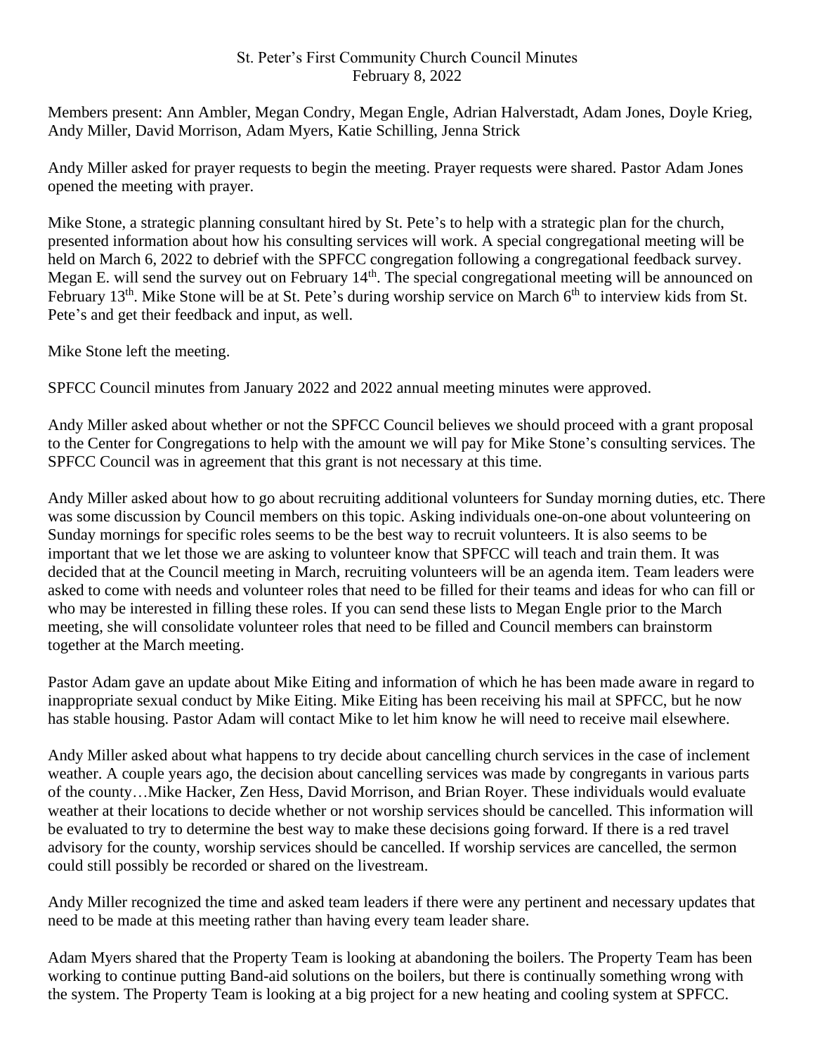St. Peter's First Community Church Council Minutes
February 8, 2022

Members present: Ann Ambler, Megan Condry, Megan Engle, Adrian Halverstadt, Adam Jones, Doyle Krieg, Andy Miller, David Morrison, Adam Myers, Katie Schilling, Jenna Strick

Andy Miller asked for prayer requests to begin the meeting. Prayer requests were shared. Pastor Adam Jones opened the meeting with prayer.

Mike Stone, a strategic planning consultant hired by St. Pete's to help with a strategic plan for the church, presented information about how his consulting services will work. A special congregational meeting will be held on March 6, 2022 to debrief with the SPFCC congregation following a congregational feedback survey. Megan E. will send the survey out on February 14th. The special congregational meeting will be announced on February 13th. Mike Stone will be at St. Pete's during worship service on March 6th to interview kids from St. Pete's and get their feedback and input, as well.

Mike Stone left the meeting.

SPFCC Council minutes from January 2022 and 2022 annual meeting minutes were approved.

Andy Miller asked about whether or not the SPFCC Council believes we should proceed with a grant proposal to the Center for Congregations to help with the amount we will pay for Mike Stone's consulting services. The SPFCC Council was in agreement that this grant is not necessary at this time.

Andy Miller asked about how to go about recruiting additional volunteers for Sunday morning duties, etc. There was some discussion by Council members on this topic. Asking individuals one-on-one about volunteering on Sunday mornings for specific roles seems to be the best way to recruit volunteers. It is also seems to be important that we let those we are asking to volunteer know that SPFCC will teach and train them. It was decided that at the Council meeting in March, recruiting volunteers will be an agenda item. Team leaders were asked to come with needs and volunteer roles that need to be filled for their teams and ideas for who can fill or who may be interested in filling these roles. If you can send these lists to Megan Engle prior to the March meeting, she will consolidate volunteer roles that need to be filled and Council members can brainstorm together at the March meeting.

Pastor Adam gave an update about Mike Eiting and information of which he has been made aware in regard to inappropriate sexual conduct by Mike Eiting. Mike Eiting has been receiving his mail at SPFCC, but he now has stable housing. Pastor Adam will contact Mike to let him know he will need to receive mail elsewhere.

Andy Miller asked about what happens to try decide about cancelling church services in the case of inclement weather. A couple years ago, the decision about cancelling services was made by congregants in various parts of the county…Mike Hacker, Zen Hess, David Morrison, and Brian Royer. These individuals would evaluate weather at their locations to decide whether or not worship services should be cancelled. This information will be evaluated to try to determine the best way to make these decisions going forward. If there is a red travel advisory for the county, worship services should be cancelled. If worship services are cancelled, the sermon could still possibly be recorded or shared on the livestream.

Andy Miller recognized the time and asked team leaders if there were any pertinent and necessary updates that need to be made at this meeting rather than having every team leader share.

Adam Myers shared that the Property Team is looking at abandoning the boilers. The Property Team has been working to continue putting Band-aid solutions on the boilers, but there is continually something wrong with the system. The Property Team is looking at a big project for a new heating and cooling system at SPFCC.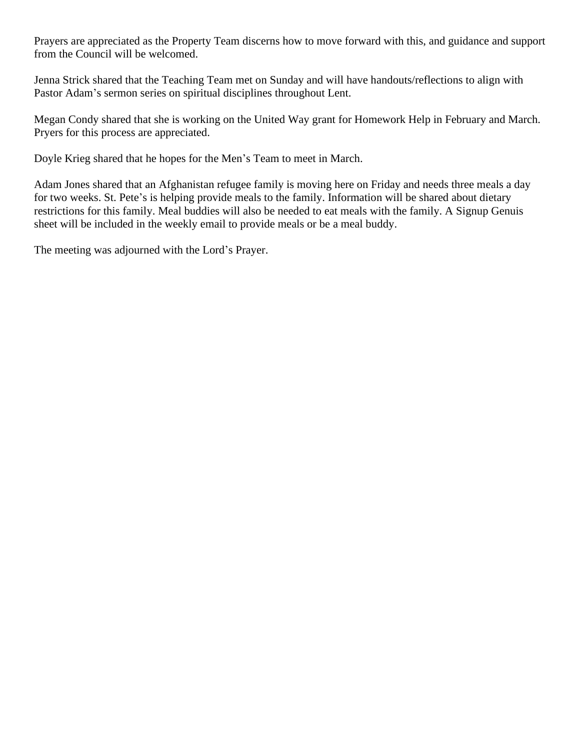Prayers are appreciated as the Property Team discerns how to move forward with this, and guidance and support from the Council will be welcomed.

Jenna Strick shared that the Teaching Team met on Sunday and will have handouts/reflections to align with Pastor Adam's sermon series on spiritual disciplines throughout Lent.

Megan Condy shared that she is working on the United Way grant for Homework Help in February and March. Pryers for this process are appreciated.

Doyle Krieg shared that he hopes for the Men's Team to meet in March.

Adam Jones shared that an Afghanistan refugee family is moving here on Friday and needs three meals a day for two weeks. St. Pete's is helping provide meals to the family. Information will be shared about dietary restrictions for this family. Meal buddies will also be needed to eat meals with the family. A Signup Genuis sheet will be included in the weekly email to provide meals or be a meal buddy.

The meeting was adjourned with the Lord's Prayer.